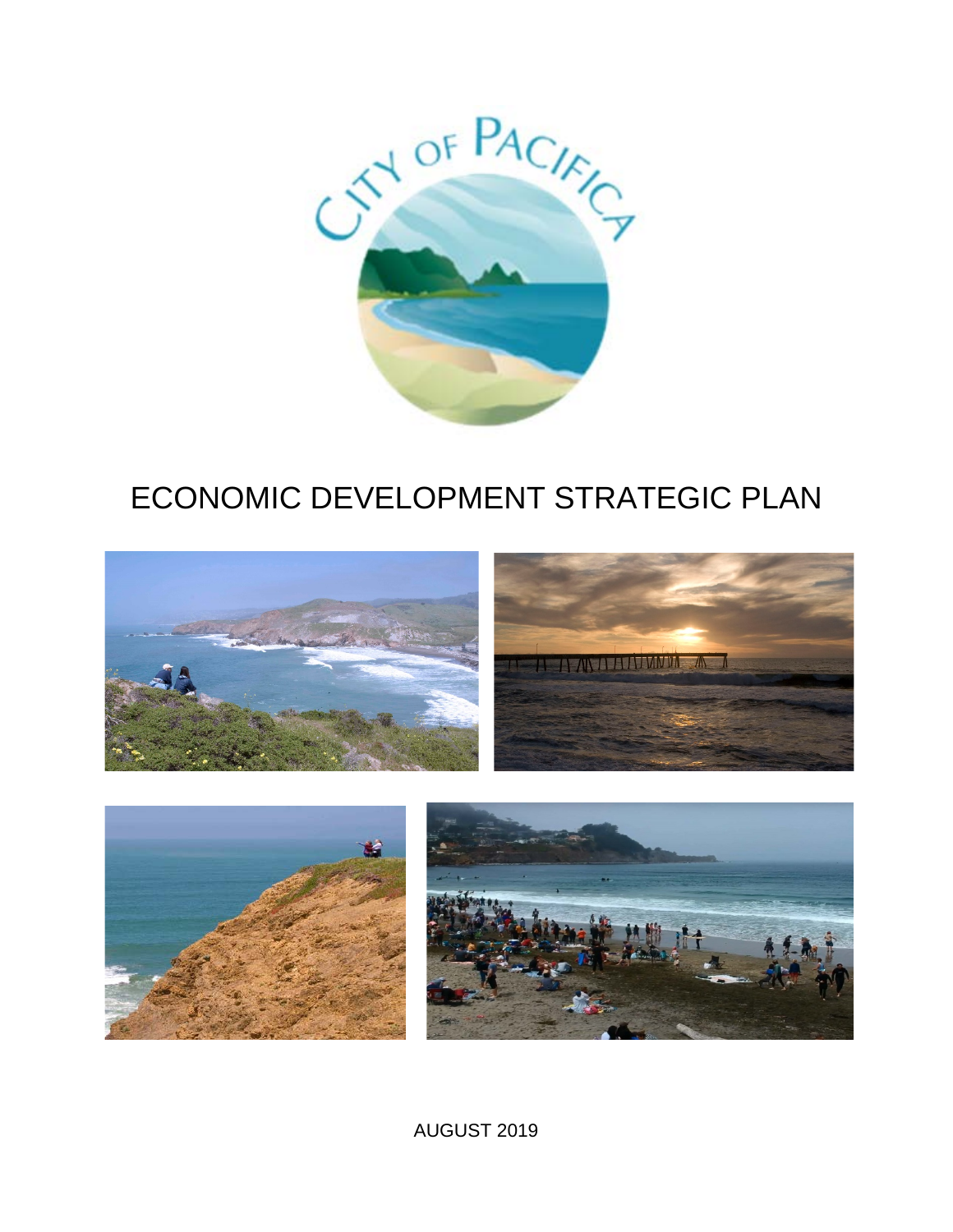CITY OF PACIFICA

# ECONOMIC DEVELOPMENT STRATEGIC PLAN

AUGUST 2019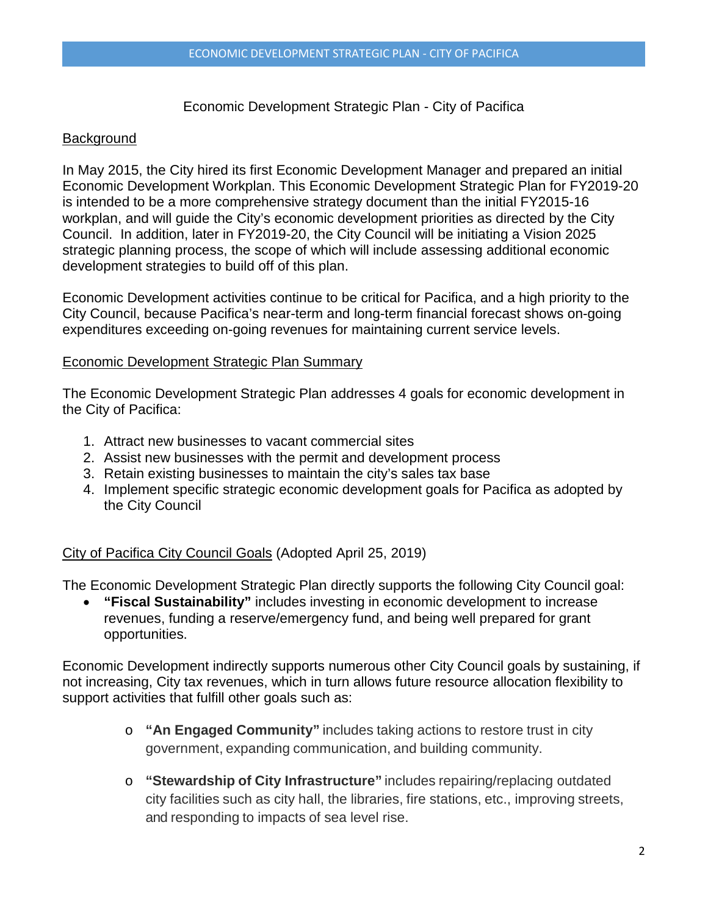Economic Development Strategic Plan - City of Pacifica

## Background

In May 2015, the City hired its first Economic Development Manager and prepared an initial Economic Development Workplan. This Economic Development Strategic Plan for FY2019-20 is intended to be a more comprehensive strategy document than the initial FY2015-16 workplan, and will guide the City's economic development priorities as directed by the City Council. In addition, later in FY2019-20, the City Council will be initiating a Vision 2025 strategic planning process, the scope of which will include assessing additional economic development strategies to build off of this plan.

Economic Development activities continue to be critical for Pacifica, and a high priority to the City Council, because Pacifica's near-term and long-term financial forecast shows on-going expenditures exceeding on-going revenues for maintaining current service levels.

## Economic Development Strategic Plan Summary

The Economic Development Strategic Plan addresses 4 goals for economic development in the City of Pacifica:

1. Attract new businesses to vacant commercial sites
2. Assist new businesses with the permit and development process
3. Retain existing businesses to maintain the city's sales tax base
4. Implement specific strategic economic development goals for Pacifica as adopted by the City Council

## City of Pacifica City Council Goals (Adopted April 25, 2019)

The Economic Development Strategic Plan directly supports the following City Council goal:

- **"Fiscal Sustainability"** includes investing in economic development to increase revenues, funding a reserve/emergency fund, and being well prepared for grant opportunities.

Economic Development indirectly supports numerous other City Council goals by sustaining, if not increasing, City tax revenues, which in turn allows future resource allocation flexibility to support activities that fulfill other goals such as:

- **"An Engaged Community"** includes taking actions to restore trust in city government, expanding communication, and building community.
- **"Stewardship of City Infrastructure"** includes repairing/replacing outdated city facilities such as city hall, the libraries, fire stations, etc., improving streets, and responding to impacts of sea level rise.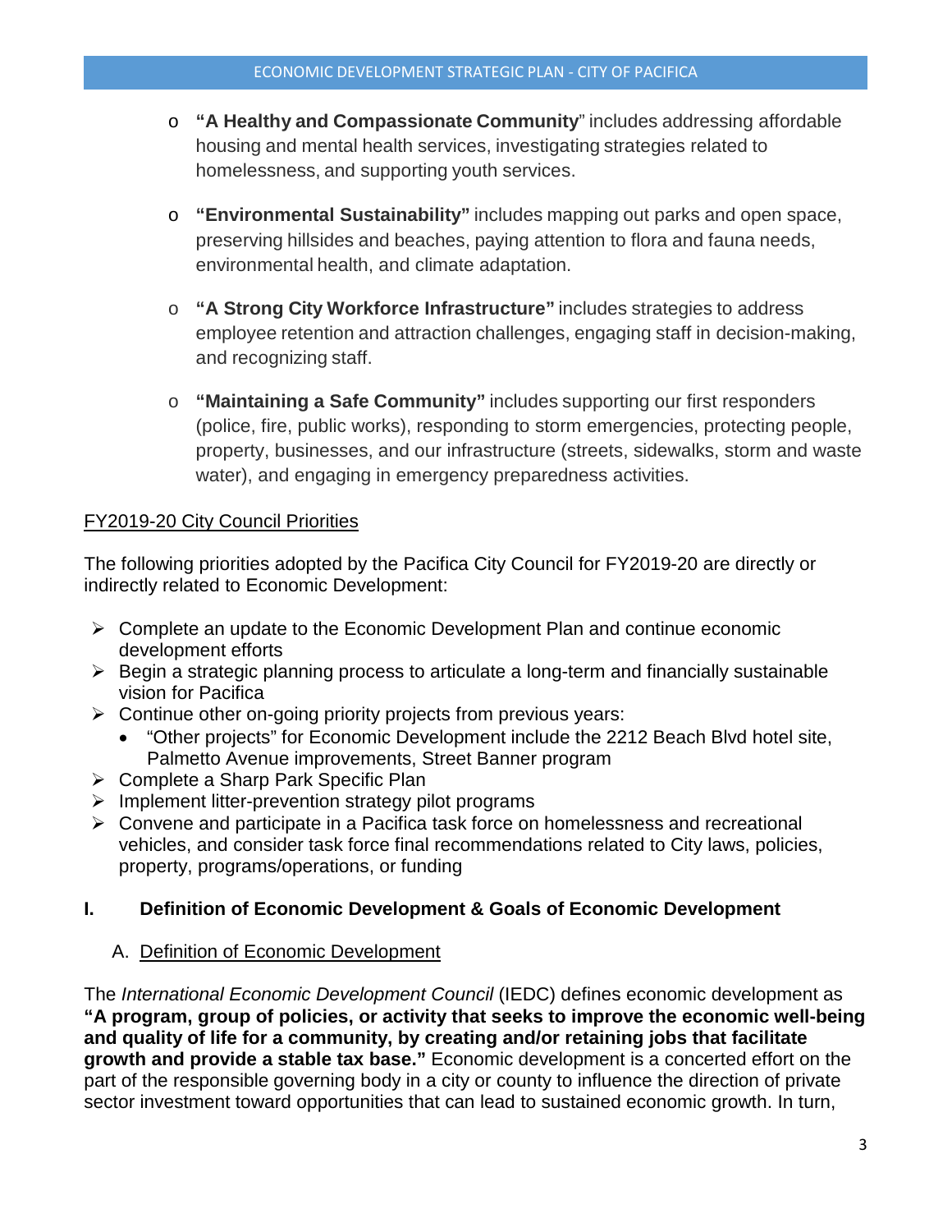- **"A Healthy and Compassionate Community**" includes addressing affordable housing and mental health services, investigating strategies related to homelessness, and supporting youth services.

- **"Environmental Sustainability"** includes mapping out parks and open space, preserving hillsides and beaches, paying attention to flora and fauna needs, environmental health, and climate adaptation.

- **"A Strong City Workforce Infrastructure"** includes strategies to address employee retention and attraction challenges, engaging staff in decision-making, and recognizing staff.

- **"Maintaining a Safe Community"** includes supporting our first responders (police, fire, public works), responding to storm emergencies, protecting people, property, businesses, and our infrastructure (streets, sidewalks, storm and waste water), and engaging in emergency preparedness activities.

<u>FY2019-20 City Council Priorities</u>

The following priorities adopted by the Pacifica City Council for FY2019-20 are directly or indirectly related to Economic Development:

- Complete an update to the Economic Development Plan and continue economic development efforts
- Begin a strategic planning process to articulate a long-term and financially sustainable vision for Pacifica
- Continue other on-going priority projects from previous years:
  - "Other projects" for Economic Development include the 2212 Beach Blvd hotel site, Palmetto Avenue improvements, Street Banner program
- Complete a Sharp Park Specific Plan
- Implement litter-prevention strategy pilot programs
- Convene and participate in a Pacifica task force on homelessness and recreational vehicles, and consider task force final recommendations related to City laws, policies, property, programs/operations, or funding

## I. Definition of Economic Development & Goals of Economic Development

### A. <u>Definition of Economic Development</u>

The *International Economic Development Council* (IEDC) defines economic development as **"A program, group of policies, or activity that seeks to improve the economic well-being and quality of life for a community, by creating and/or retaining jobs that facilitate growth and provide a stable tax base."** Economic development is a concerted effort on the part of the responsible governing body in a city or county to influence the direction of private sector investment toward opportunities that can lead to sustained economic growth. In turn,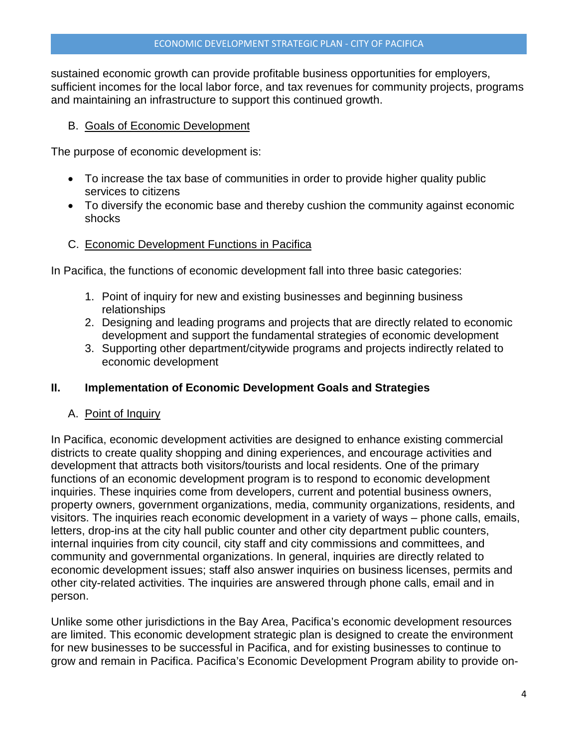sustained economic growth can provide profitable business opportunities for employers, sufficient incomes for the local labor force, and tax revenues for community projects, programs and maintaining an infrastructure to support this continued growth.

### B. Goals of Economic Development

The purpose of economic development is:

- To increase the tax base of communities in order to provide higher quality public services to citizens
- To diversify the economic base and thereby cushion the community against economic shocks

### C. Economic Development Functions in Pacifica

In Pacifica, the functions of economic development fall into three basic categories:

1. Point of inquiry for new and existing businesses and beginning business relationships
2. Designing and leading programs and projects that are directly related to economic development and support the fundamental strategies of economic development
3. Supporting other department/citywide programs and projects indirectly related to economic development

## II. Implementation of Economic Development Goals and Strategies

### A. Point of Inquiry

In Pacifica, economic development activities are designed to enhance existing commercial districts to create quality shopping and dining experiences, and encourage activities and development that attracts both visitors/tourists and local residents. One of the primary functions of an economic development program is to respond to economic development inquiries. These inquiries come from developers, current and potential business owners, property owners, government organizations, media, community organizations, residents, and visitors. The inquiries reach economic development in a variety of ways – phone calls, emails, letters, drop-ins at the city hall public counter and other city department public counters, internal inquiries from city council, city staff and city commissions and committees, and community and governmental organizations. In general, inquiries are directly related to economic development issues; staff also answer inquiries on business licenses, permits and other city-related activities. The inquiries are answered through phone calls, email and in person.

Unlike some other jurisdictions in the Bay Area, Pacifica's economic development resources are limited. This economic development strategic plan is designed to create the environment for new businesses to be successful in Pacifica, and for existing businesses to continue to grow and remain in Pacifica. Pacifica's Economic Development Program ability to provide on-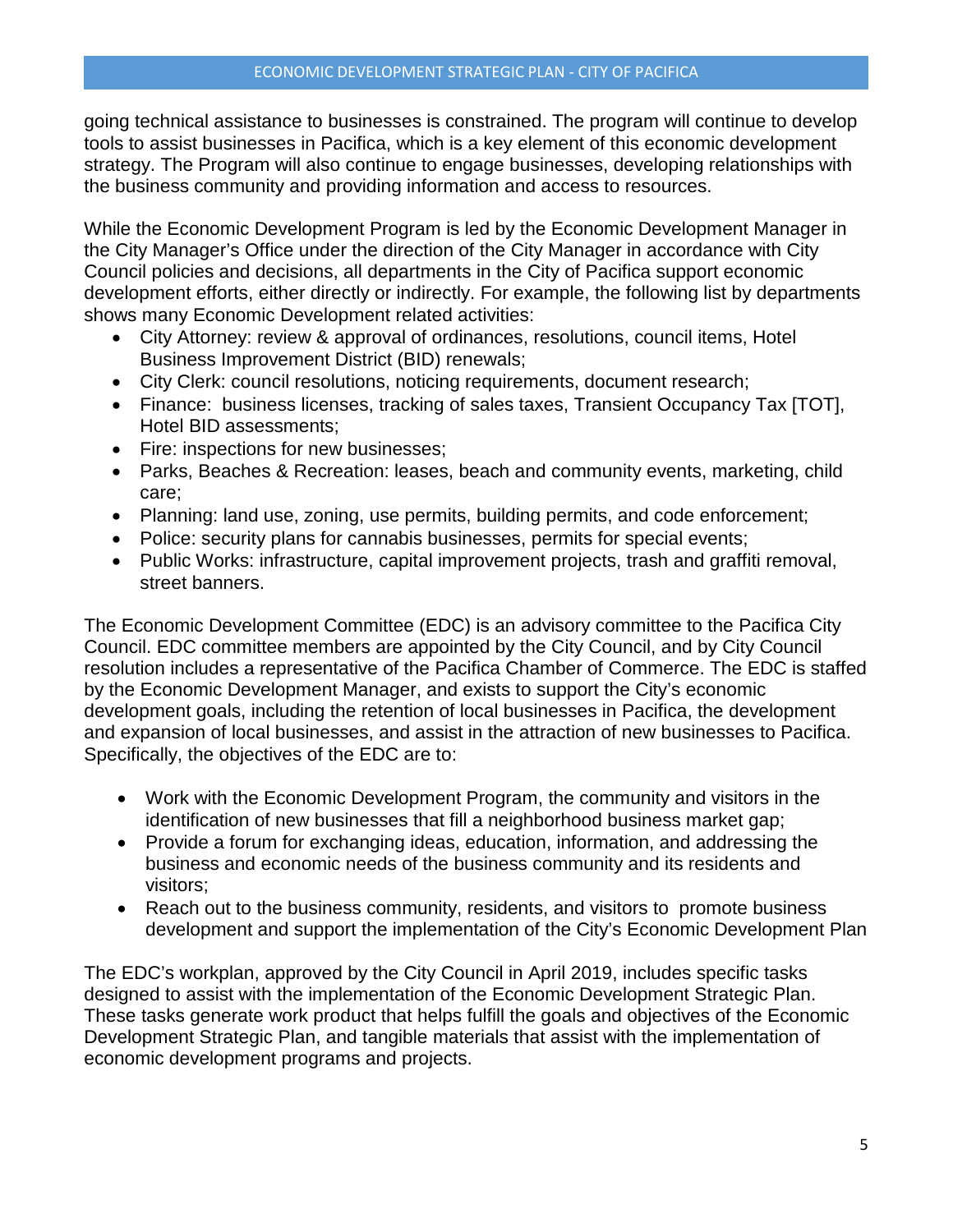going technical assistance to businesses is constrained. The program will continue to develop tools to assist businesses in Pacifica, which is a key element of this economic development strategy. The Program will also continue to engage businesses, developing relationships with the business community and providing information and access to resources.

While the Economic Development Program is led by the Economic Development Manager in the City Manager's Office under the direction of the City Manager in accordance with City Council policies and decisions, all departments in the City of Pacifica support economic development efforts, either directly or indirectly. For example, the following list by departments shows many Economic Development related activities:

- City Attorney: review & approval of ordinances, resolutions, council items, Hotel Business Improvement District (BID) renewals;
- City Clerk: council resolutions, noticing requirements, document research;
- Finance: business licenses, tracking of sales taxes, Transient Occupancy Tax [TOT], Hotel BID assessments;
- Fire: inspections for new businesses;
- Parks, Beaches & Recreation: leases, beach and community events, marketing, child care;
- Planning: land use, zoning, use permits, building permits, and code enforcement;
- Police: security plans for cannabis businesses, permits for special events;
- Public Works: infrastructure, capital improvement projects, trash and graffiti removal, street banners.

The Economic Development Committee (EDC) is an advisory committee to the Pacifica City Council. EDC committee members are appointed by the City Council, and by City Council resolution includes a representative of the Pacifica Chamber of Commerce. The EDC is staffed by the Economic Development Manager, and exists to support the City's economic development goals, including the retention of local businesses in Pacifica, the development and expansion of local businesses, and assist in the attraction of new businesses to Pacifica. Specifically, the objectives of the EDC are to:

- Work with the Economic Development Program, the community and visitors in the identification of new businesses that fill a neighborhood business market gap;
- Provide a forum for exchanging ideas, education, information, and addressing the business and economic needs of the business community and its residents and visitors;
- Reach out to the business community, residents, and visitors to promote business development and support the implementation of the City's Economic Development Plan

The EDC's workplan, approved by the City Council in April 2019, includes specific tasks designed to assist with the implementation of the Economic Development Strategic Plan. These tasks generate work product that helps fulfill the goals and objectives of the Economic Development Strategic Plan, and tangible materials that assist with the implementation of economic development programs and projects.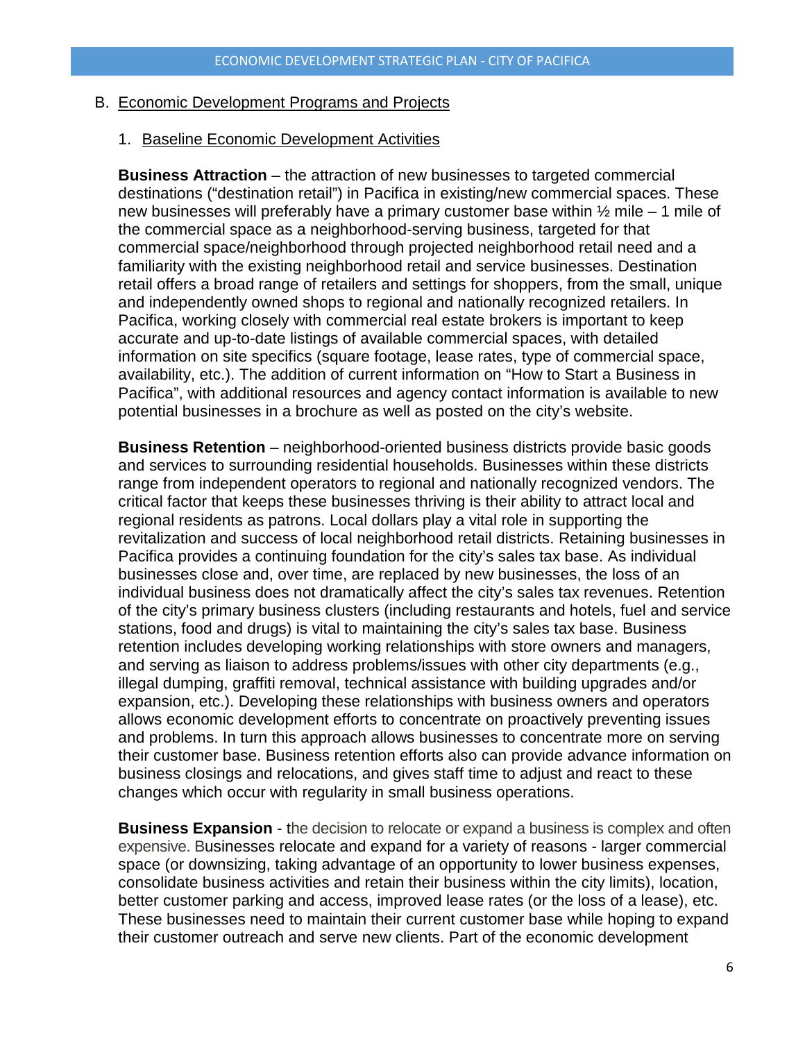B. Economic Development Programs and Projects

1. Baseline Economic Development Activities

**Business Attraction** – the attraction of new businesses to targeted commercial destinations ("destination retail") in Pacifica in existing/new commercial spaces. These new businesses will preferably have a primary customer base within ½ mile – 1 mile of the commercial space as a neighborhood-serving business, targeted for that commercial space/neighborhood through projected neighborhood retail need and a familiarity with the existing neighborhood retail and service businesses. Destination retail offers a broad range of retailers and settings for shoppers, from the small, unique and independently owned shops to regional and nationally recognized retailers. In Pacifica, working closely with commercial real estate brokers is important to keep accurate and up-to-date listings of available commercial spaces, with detailed information on site specifics (square footage, lease rates, type of commercial space, availability, etc.). The addition of current information on "How to Start a Business in Pacifica", with additional resources and agency contact information is available to new potential businesses in a brochure as well as posted on the city's website.

**Business Retention** – neighborhood-oriented business districts provide basic goods and services to surrounding residential households. Businesses within these districts range from independent operators to regional and nationally recognized vendors. The critical factor that keeps these businesses thriving is their ability to attract local and regional residents as patrons. Local dollars play a vital role in supporting the revitalization and success of local neighborhood retail districts. Retaining businesses in Pacifica provides a continuing foundation for the city's sales tax base. As individual businesses close and, over time, are replaced by new businesses, the loss of an individual business does not dramatically affect the city's sales tax revenues. Retention of the city's primary business clusters (including restaurants and hotels, fuel and service stations, food and drugs) is vital to maintaining the city's sales tax base. Business retention includes developing working relationships with store owners and managers, and serving as liaison to address problems/issues with other city departments (e.g., illegal dumping, graffiti removal, technical assistance with building upgrades and/or expansion, etc.). Developing these relationships with business owners and operators allows economic development efforts to concentrate on proactively preventing issues and problems. In turn this approach allows businesses to concentrate more on serving their customer base. Business retention efforts also can provide advance information on business closings and relocations, and gives staff time to adjust and react to these changes which occur with regularity in small business operations.

**Business Expansion** - the decision to relocate or expand a business is complex and often expensive. Businesses relocate and expand for a variety of reasons - larger commercial space (or downsizing, taking advantage of an opportunity to lower business expenses, consolidate business activities and retain their business within the city limits), location, better customer parking and access, improved lease rates (or the loss of a lease), etc. These businesses need to maintain their current customer base while hoping to expand their customer outreach and serve new clients. Part of the economic development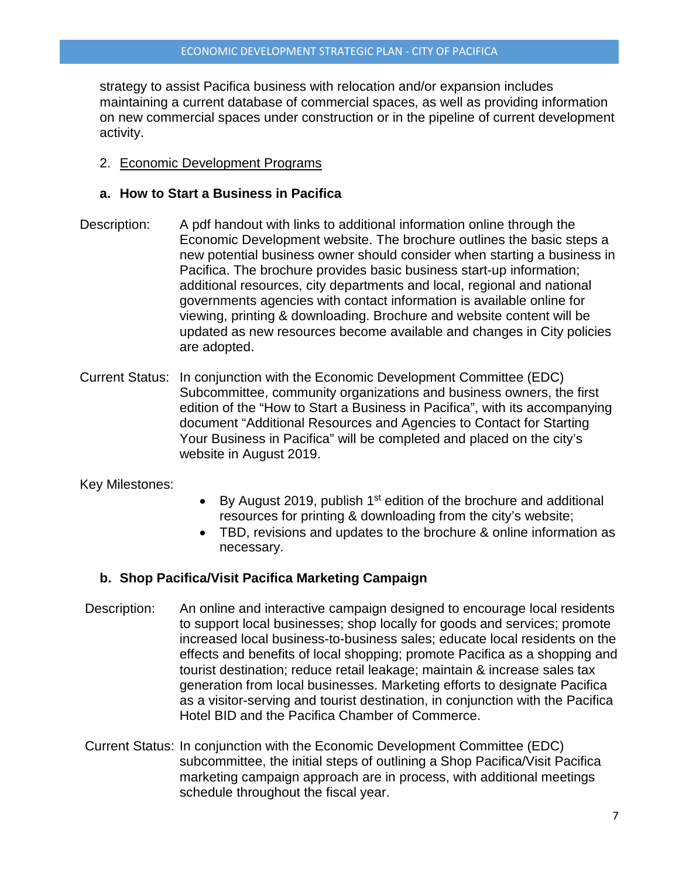strategy to assist Pacifica business with relocation and/or expansion includes maintaining a current database of commercial spaces, as well as providing information on new commercial spaces under construction or in the pipeline of current development activity.

2. <u>Economic Development Programs</u>

### a. How to Start a Business in Pacifica

Description: A pdf handout with links to additional information online through the Economic Development website. The brochure outlines the basic steps a new potential business owner should consider when starting a business in Pacifica. The brochure provides basic business start-up information; additional resources, city departments and local, regional and national governments agencies with contact information is available online for viewing, printing & downloading. Brochure and website content will be updated as new resources become available and changes in City policies are adopted.

Current Status: In conjunction with the Economic Development Committee (EDC) Subcommittee, community organizations and business owners, the first edition of the "How to Start a Business in Pacifica", with its accompanying document "Additional Resources and Agencies to Contact for Starting Your Business in Pacifica" will be completed and placed on the city's website in August 2019.

Key Milestones:

- By August 2019, publish 1st edition of the brochure and additional resources for printing & downloading from the city's website;
- TBD, revisions and updates to the brochure & online information as necessary.

### b. Shop Pacifica/Visit Pacifica Marketing Campaign

Description: An online and interactive campaign designed to encourage local residents to support local businesses; shop locally for goods and services; promote increased local business-to-business sales; educate local residents on the effects and benefits of local shopping; promote Pacifica as a shopping and tourist destination; reduce retail leakage; maintain & increase sales tax generation from local businesses. Marketing efforts to designate Pacifica as a visitor-serving and tourist destination, in conjunction with the Pacifica Hotel BID and the Pacifica Chamber of Commerce.

Current Status: In conjunction with the Economic Development Committee (EDC) subcommittee, the initial steps of outlining a Shop Pacifica/Visit Pacifica marketing campaign approach are in process, with additional meetings schedule throughout the fiscal year.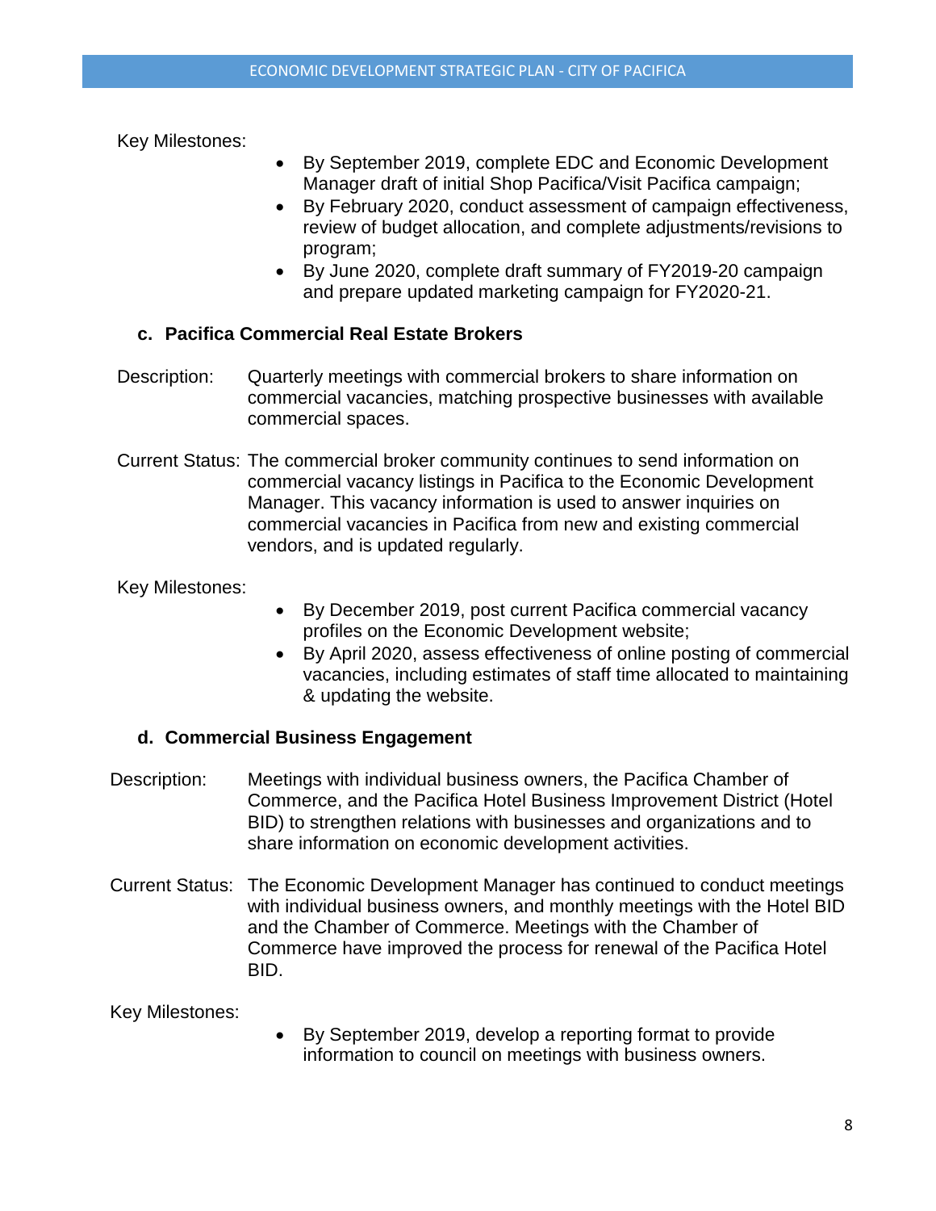Key Milestones:

- By September 2019, complete EDC and Economic Development Manager draft of initial Shop Pacifica/Visit Pacifica campaign;
- By February 2020, conduct assessment of campaign effectiveness, review of budget allocation, and complete adjustments/revisions to program;
- By June 2020, complete draft summary of FY2019-20 campaign and prepare updated marketing campaign for FY2020-21.

### c. Pacifica Commercial Real Estate Brokers

Description: Quarterly meetings with commercial brokers to share information on commercial vacancies, matching prospective businesses with available commercial spaces.

Current Status: The commercial broker community continues to send information on commercial vacancy listings in Pacifica to the Economic Development Manager. This vacancy information is used to answer inquiries on commercial vacancies in Pacifica from new and existing commercial vendors, and is updated regularly.

Key Milestones:

- By December 2019, post current Pacifica commercial vacancy profiles on the Economic Development website;
- By April 2020, assess effectiveness of online posting of commercial vacancies, including estimates of staff time allocated to maintaining & updating the website.

### d. Commercial Business Engagement

Description: Meetings with individual business owners, the Pacifica Chamber of Commerce, and the Pacifica Hotel Business Improvement District (Hotel BID) to strengthen relations with businesses and organizations and to share information on economic development activities.

Current Status: The Economic Development Manager has continued to conduct meetings with individual business owners, and monthly meetings with the Hotel BID and the Chamber of Commerce. Meetings with the Chamber of Commerce have improved the process for renewal of the Pacifica Hotel BID.

Key Milestones:

- By September 2019, develop a reporting format to provide information to council on meetings with business owners.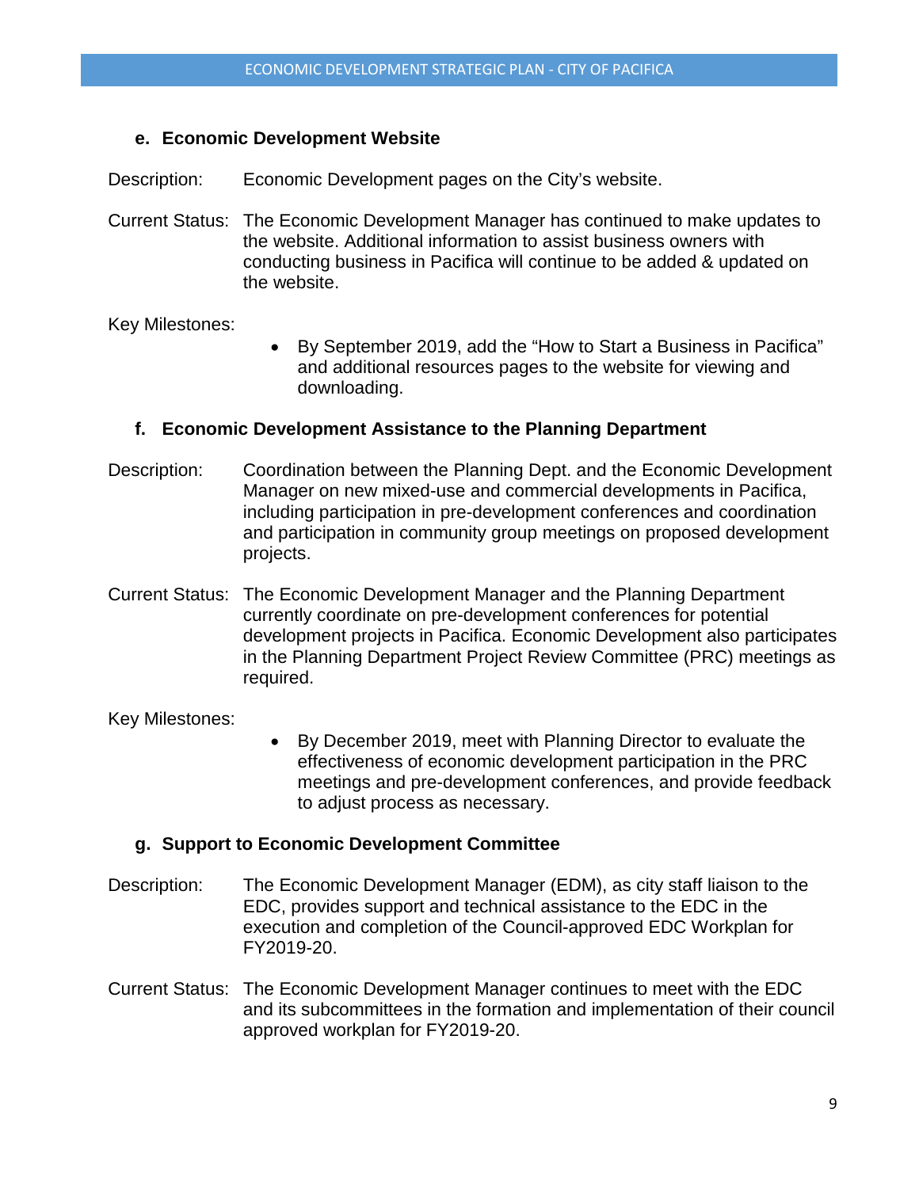#### e. Economic Development Website

Description: Economic Development pages on the City's website.

Current Status: The Economic Development Manager has continued to make updates to the website. Additional information to assist business owners with conducting business in Pacifica will continue to be added & updated on the website.

Key Milestones:

- By September 2019, add the "How to Start a Business in Pacifica" and additional resources pages to the website for viewing and downloading.

#### f. Economic Development Assistance to the Planning Department

Description: Coordination between the Planning Dept. and the Economic Development Manager on new mixed-use and commercial developments in Pacifica, including participation in pre-development conferences and coordination and participation in community group meetings on proposed development projects.

Current Status: The Economic Development Manager and the Planning Department currently coordinate on pre-development conferences for potential development projects in Pacifica. Economic Development also participates in the Planning Department Project Review Committee (PRC) meetings as required.

Key Milestones:

- By December 2019, meet with Planning Director to evaluate the effectiveness of economic development participation in the PRC meetings and pre-development conferences, and provide feedback to adjust process as necessary.

#### g. Support to Economic Development Committee

Description: The Economic Development Manager (EDM), as city staff liaison to the EDC, provides support and technical assistance to the EDC in the execution and completion of the Council-approved EDC Workplan for FY2019-20.

Current Status: The Economic Development Manager continues to meet with the EDC and its subcommittees in the formation and implementation of their council approved workplan for FY2019-20.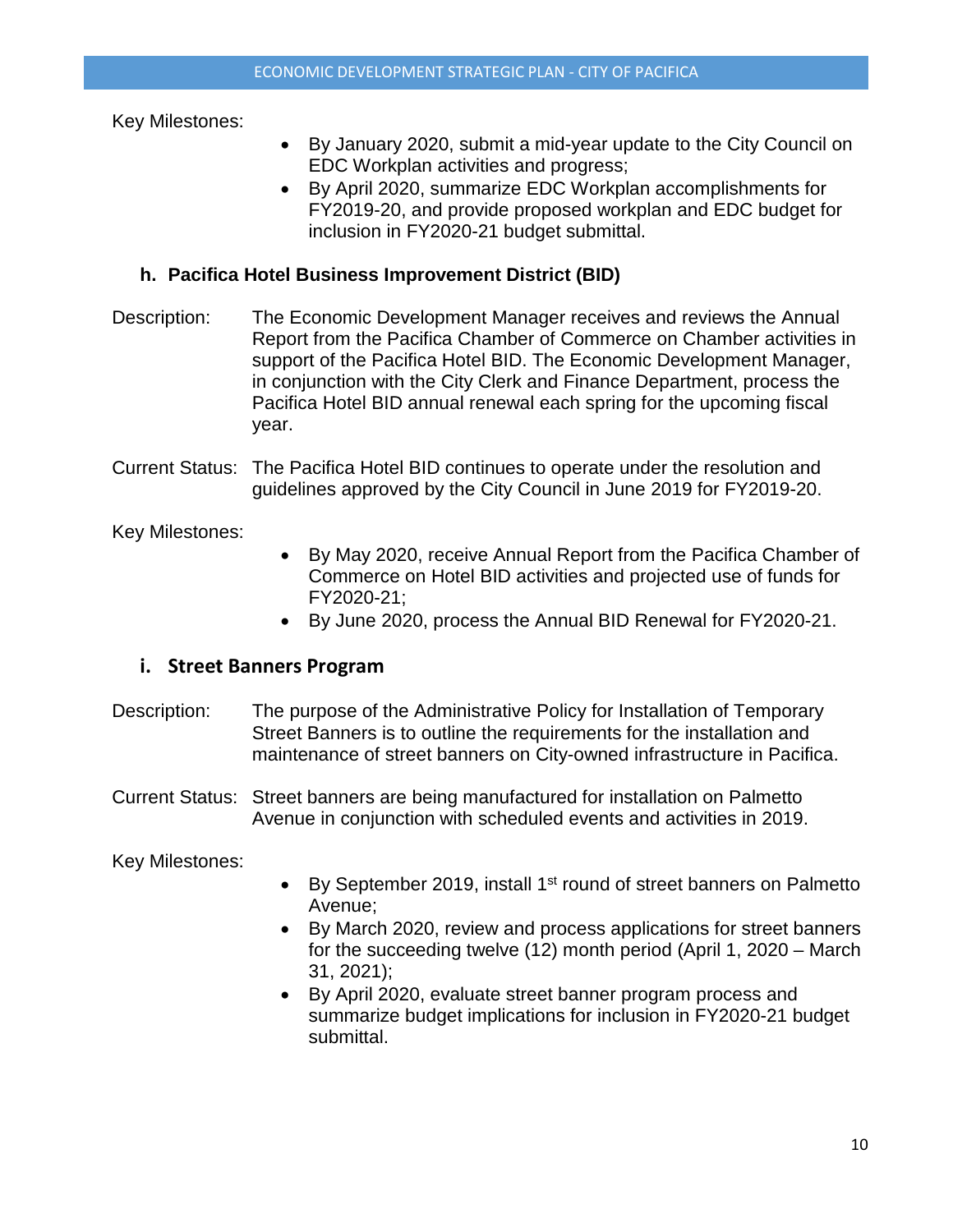Key Milestones:

- By January 2020, submit a mid-year update to the City Council on EDC Workplan activities and progress;
- By April 2020, summarize EDC Workplan accomplishments for FY2019-20, and provide proposed workplan and EDC budget for inclusion in FY2020-21 budget submittal.

### h. Pacifica Hotel Business Improvement District (BID)

Description: The Economic Development Manager receives and reviews the Annual Report from the Pacifica Chamber of Commerce on Chamber activities in support of the Pacifica Hotel BID. The Economic Development Manager, in conjunction with the City Clerk and Finance Department, process the Pacifica Hotel BID annual renewal each spring for the upcoming fiscal year.

Current Status: The Pacifica Hotel BID continues to operate under the resolution and guidelines approved by the City Council in June 2019 for FY2019-20.

Key Milestones:

- By May 2020, receive Annual Report from the Pacifica Chamber of Commerce on Hotel BID activities and projected use of funds for FY2020-21;
- By June 2020, process the Annual BID Renewal for FY2020-21.

### i. Street Banners Program

Description: The purpose of the Administrative Policy for Installation of Temporary Street Banners is to outline the requirements for the installation and maintenance of street banners on City-owned infrastructure in Pacifica.

Current Status: Street banners are being manufactured for installation on Palmetto Avenue in conjunction with scheduled events and activities in 2019.

Key Milestones:

- By September 2019, install 1st round of street banners on Palmetto Avenue;
- By March 2020, review and process applications for street banners for the succeeding twelve (12) month period (April 1, 2020 – March 31, 2021);
- By April 2020, evaluate street banner program process and summarize budget implications for inclusion in FY2020-21 budget submittal.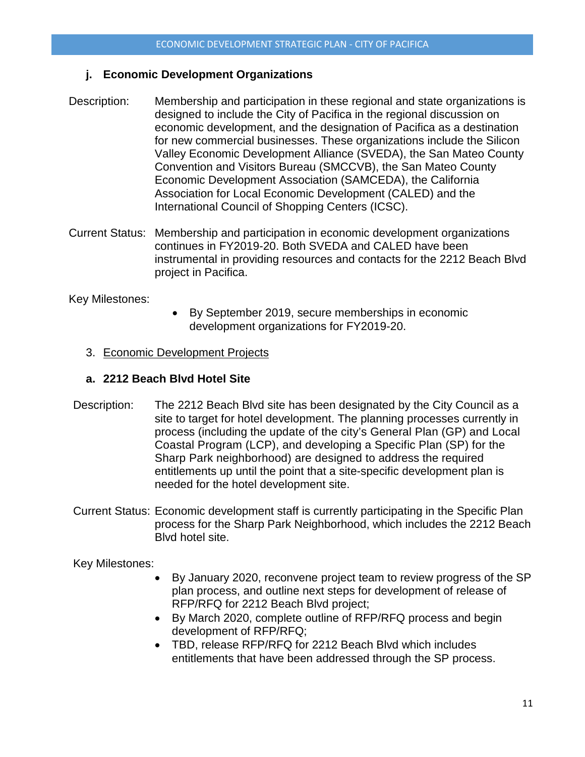### j. Economic Development Organizations

Description: Membership and participation in these regional and state organizations is designed to include the City of Pacifica in the regional discussion on economic development, and the designation of Pacifica as a destination for new commercial businesses. These organizations include the Silicon Valley Economic Development Alliance (SVEDA), the San Mateo County Convention and Visitors Bureau (SMCCVB), the San Mateo County Economic Development Association (SAMCEDA), the California Association for Local Economic Development (CALED) and the International Council of Shopping Centers (ICSC).

Current Status: Membership and participation in economic development organizations continues in FY2019-20. Both SVEDA and CALED have been instrumental in providing resources and contacts for the 2212 Beach Blvd project in Pacifica.

Key Milestones:

- By September 2019, secure memberships in economic development organizations for FY2019-20.

3. Economic Development Projects

### a. 2212 Beach Blvd Hotel Site

Description: The 2212 Beach Blvd site has been designated by the City Council as a site to target for hotel development. The planning processes currently in process (including the update of the city's General Plan (GP) and Local Coastal Program (LCP), and developing a Specific Plan (SP) for the Sharp Park neighborhood) are designed to address the required entitlements up until the point that a site-specific development plan is needed for the hotel development site.

Current Status: Economic development staff is currently participating in the Specific Plan process for the Sharp Park Neighborhood, which includes the 2212 Beach Blvd hotel site.

Key Milestones:

- By January 2020, reconvene project team to review progress of the SP plan process, and outline next steps for development of release of RFP/RFQ for 2212 Beach Blvd project;
- By March 2020, complete outline of RFP/RFQ process and begin development of RFP/RFQ;
- TBD, release RFP/RFQ for 2212 Beach Blvd which includes entitlements that have been addressed through the SP process.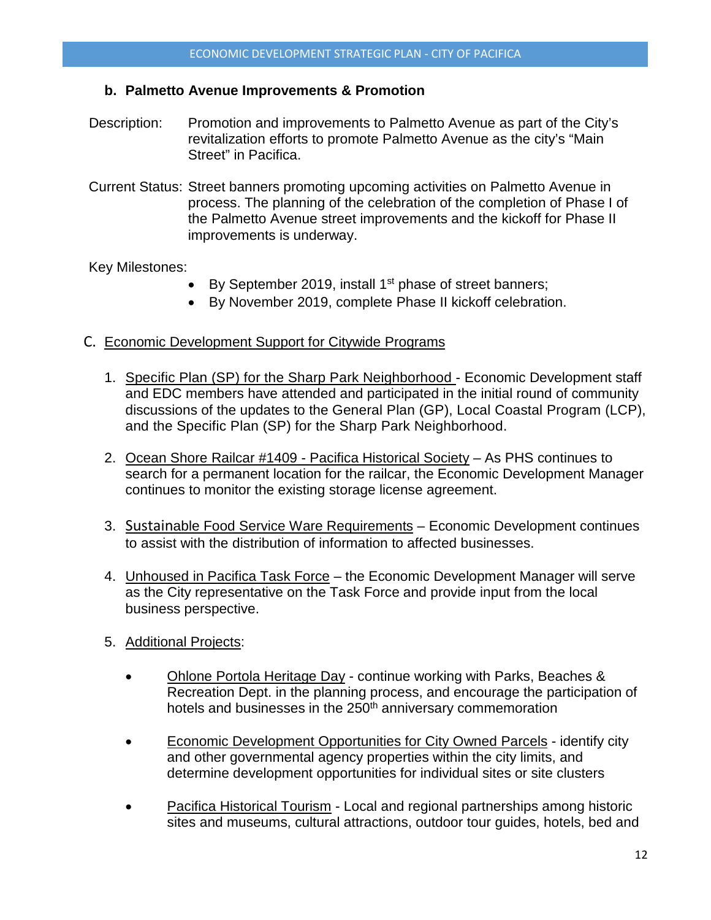### b. Palmetto Avenue Improvements & Promotion

Description: Promotion and improvements to Palmetto Avenue as part of the City's revitalization efforts to promote Palmetto Avenue as the city's "Main Street" in Pacifica.

Current Status: Street banners promoting upcoming activities on Palmetto Avenue in process. The planning of the celebration of the completion of Phase I of the Palmetto Avenue street improvements and the kickoff for Phase II improvements is underway.

Key Milestones:

- By September 2019, install 1st phase of street banners;
- By November 2019, complete Phase II kickoff celebration.

## C. Economic Development Support for Citywide Programs

1. Specific Plan (SP) for the Sharp Park Neighborhood - Economic Development staff and EDC members have attended and participated in the initial round of community discussions of the updates to the General Plan (GP), Local Coastal Program (LCP), and the Specific Plan (SP) for the Sharp Park Neighborhood.

2. Ocean Shore Railcar #1409 - Pacifica Historical Society – As PHS continues to search for a permanent location for the railcar, the Economic Development Manager continues to monitor the existing storage license agreement.

3. Sustainable Food Service Ware Requirements – Economic Development continues to assist with the distribution of information to affected businesses.

4. Unhoused in Pacifica Task Force – the Economic Development Manager will serve as the City representative on the Task Force and provide input from the local business perspective.

5. Additional Projects:

   - Ohlone Portola Heritage Day - continue working with Parks, Beaches & Recreation Dept. in the planning process, and encourage the participation of hotels and businesses in the 250th anniversary commemoration

   - Economic Development Opportunities for City Owned Parcels - identify city and other governmental agency properties within the city limits, and determine development opportunities for individual sites or site clusters

   - Pacifica Historical Tourism - Local and regional partnerships among historic sites and museums, cultural attractions, outdoor tour guides, hotels, bed and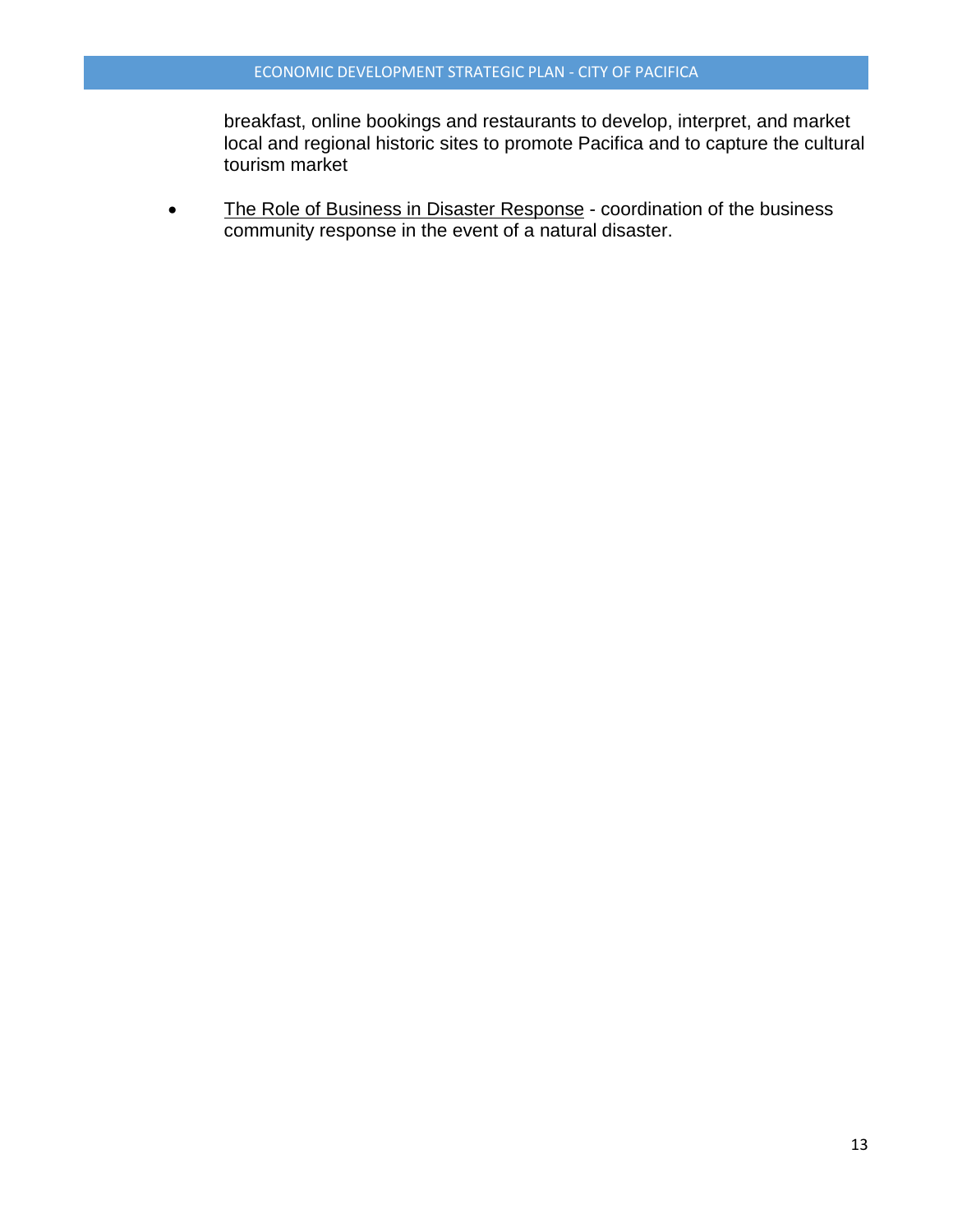breakfast, online bookings and restaurants to develop, interpret, and market local and regional historic sites to promote Pacifica and to capture the cultural tourism market

- <u>The Role of Business in Disaster Response</u> - coordination of the business community response in the event of a natural disaster.